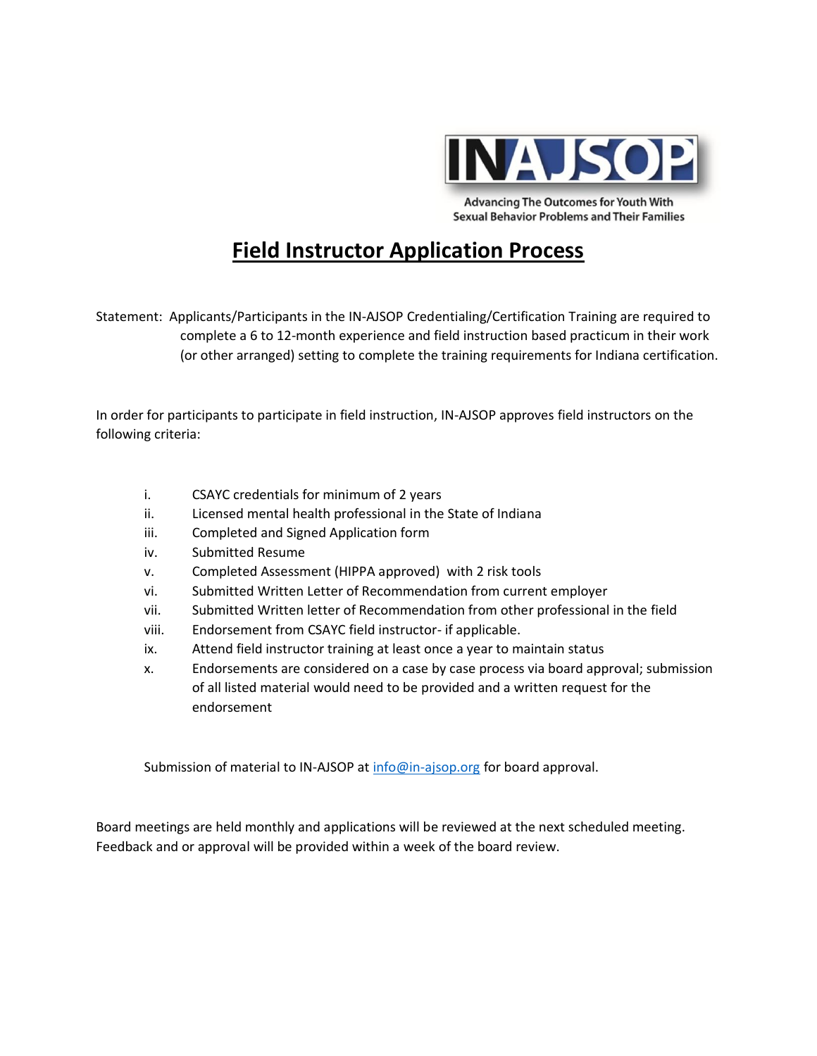INAJSOP

Advancing The Outcomes for Youth With Sexual Behavior Problems and Their Families

# Field Instructor Application Process

Statement: Applicants/Participants in the IN-AJSOP Credentialing/Certification Training are required to complete a 6 to 12-month experience and field instruction based practicum in their work (or other arranged) setting to complete the training requirements for Indiana certification.

In order for participants to participate in field instruction, IN-AJSOP approves field instructors on the following criteria:

i. CSAYC credentials for minimum of 2 years
ii. Licensed mental health professional in the State of Indiana
iii. Completed and Signed Application form
iv. Submitted Resume
v. Completed Assessment (HIPPA approved) with 2 risk tools
vi. Submitted Written Letter of Recommendation from current employer
vii. Submitted Written letter of Recommendation from other professional in the field
viii. Endorsement from CSAYC field instructor- if applicable.
ix. Attend field instructor training at least once a year to maintain status
x. Endorsements are considered on a case by case process via board approval; submission of all listed material would need to be provided and a written request for the endorsement

Submission of material to IN-AJSOP at info@in-ajsop.org for board approval.

Board meetings are held monthly and applications will be reviewed at the next scheduled meeting. Feedback and or approval will be provided within a week of the board review.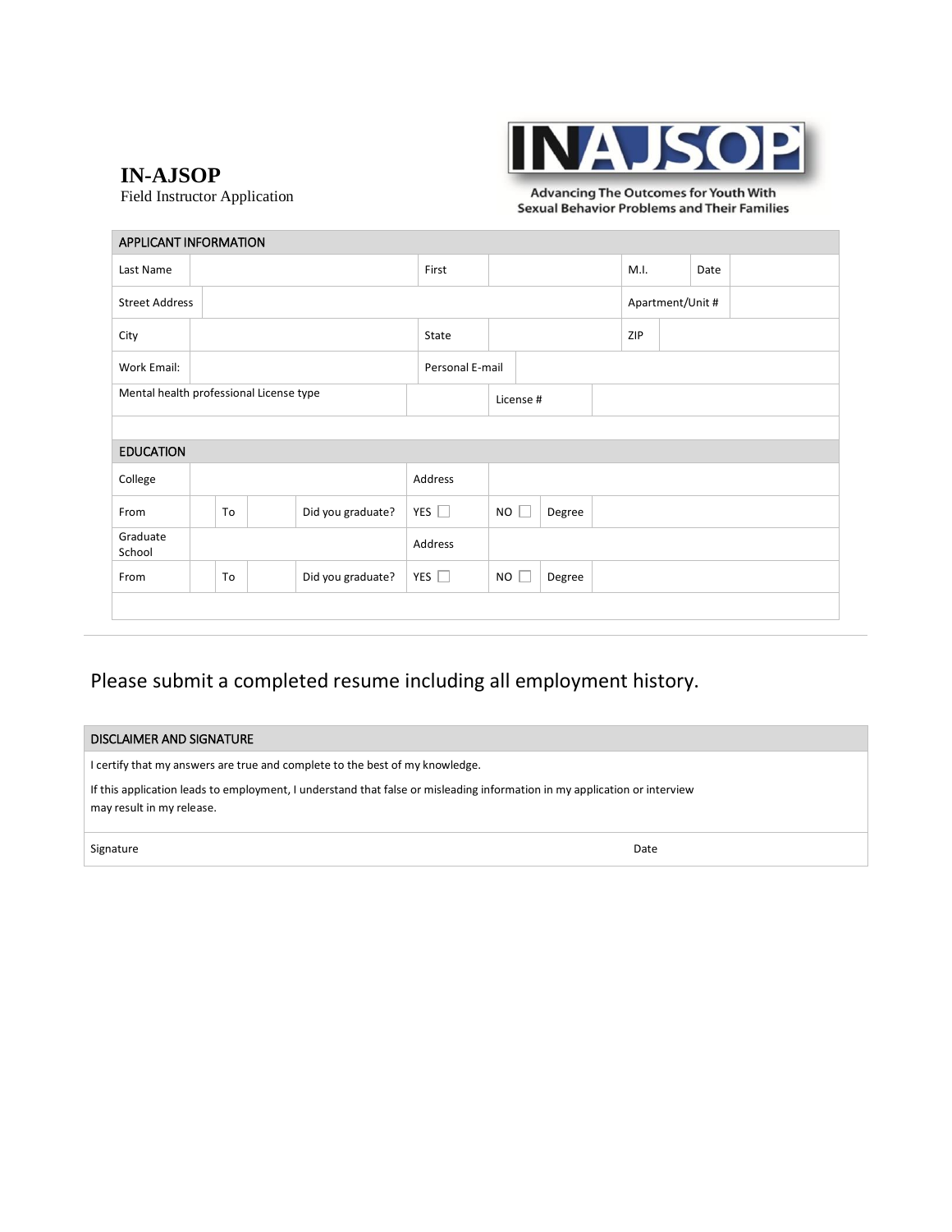# IN-AJSOP

Field Instructor Application

INAJSOP

Advancing The Outcomes for Youth With Sexual Behavior Problems and Their Families

## APPLICANT INFORMATION

| | | | | | | | |
|---|---|---|---|---|---|---|---|
| Last Name | | First | | M.I. | | Date | |
| Street Address | | | | Apartment/Unit # | | | |
| City | | State | | ZIP | | | |
| Work Email: | | Personal E-mail | | | | | |
| Mental health professional License type | | | License # | | | | |

## EDUCATION

| | | | | | | | | |
|---|---|---|---|---|---|---|---|---|
| College | | | | Address | | | | |
| From | | To | | Did you graduate? | YES ☐ | NO ☐ | Degree | |
| Graduate School | | | | Address | | | | |
| From | | To | | Did you graduate? | YES ☐ | NO ☐ | Degree | |

Please submit a completed resume including all employment history.

## DISCLAIMER AND SIGNATURE

I certify that my answers are true and complete to the best of my knowledge.

If this application leads to employment, I understand that false or misleading information in my application or interview may result in my release.

| | |
|---|---|
| Signature | Date |